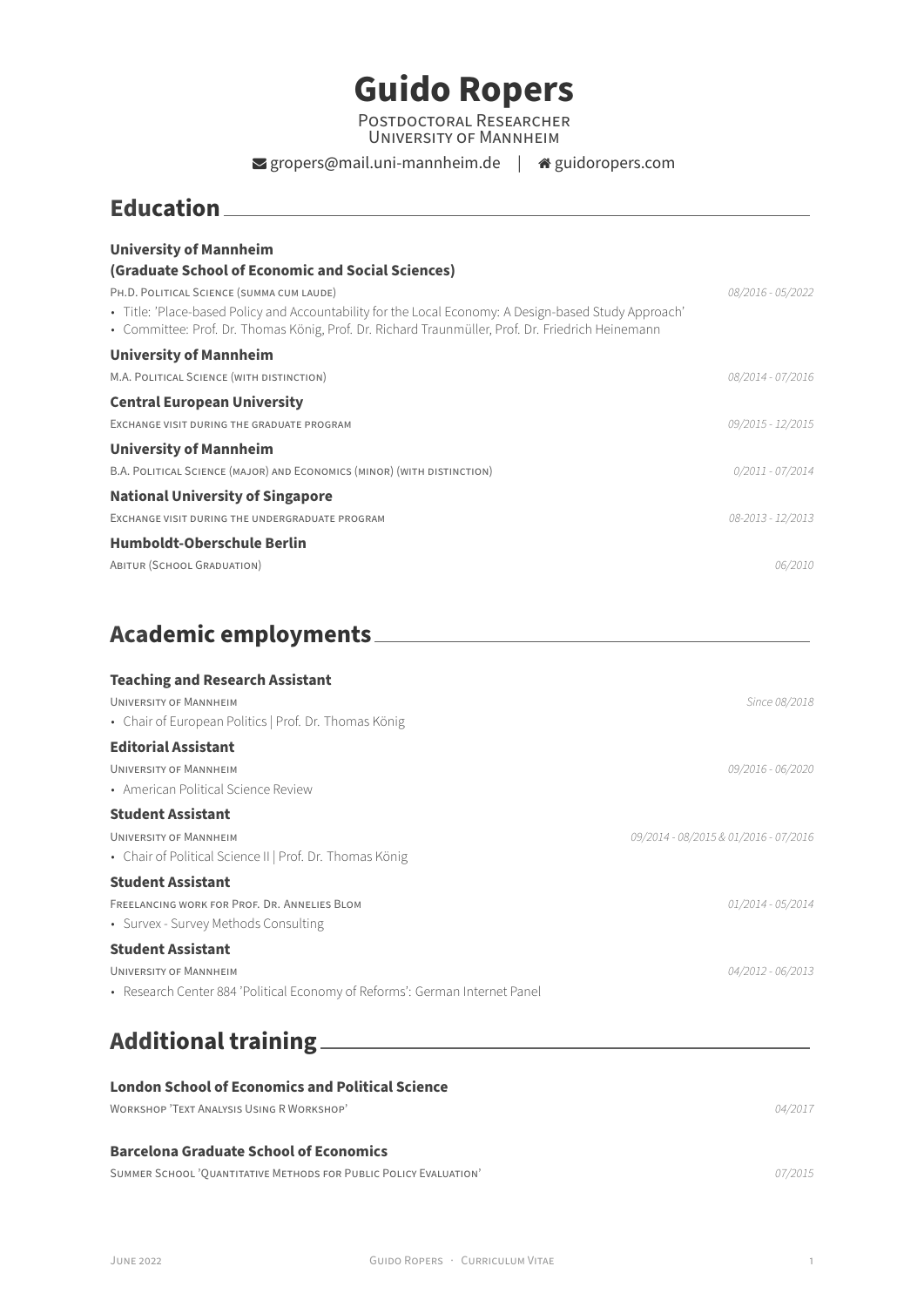# Guido Ropers

Postdoctoral Researcher
University of Mannheim

gropers@mail.uni-mannheim.de | guidoropers.com

## Education

**University of Mannheim**
**(Graduate School of Economic and Social Sciences)**

Ph.D. Political Science (summa cum laude) *08/2016 - 05/2022*

- Title: 'Place-based Policy and Accountability for the Local Economy: A Design-based Study Approach'
- Committee: Prof. Dr. Thomas König, Prof. Dr. Richard Traunmüller, Prof. Dr. Friedrich Heinemann

**University of Mannheim**

M.A. Political Science (with distinction) *08/2014 - 07/2016*

**Central European University**

Exchange visit during the graduate program *09/2015 - 12/2015*

**University of Mannheim**

B.A. Political Science (major) and Economics (minor) (with distinction) *0/2011 - 07/2014*

**National University of Singapore**

Exchange visit during the undergraduate program *08-2013 - 12/2013*

**Humboldt-Oberschule Berlin**

Abitur (School Graduation) *06/2010*

## Academic employments

**Teaching and Research Assistant**

University of Mannheim *Since 08/2018*

- Chair of European Politics | Prof. Dr. Thomas König

**Editorial Assistant**

University of Mannheim *09/2016 - 06/2020*

- American Political Science Review

**Student Assistant**

University of Mannheim *09/2014 - 08/2015 & 01/2016 - 07/2016*

- Chair of Political Science II | Prof. Dr. Thomas König

**Student Assistant**

Freelancing work for Prof. Dr. Annelies Blom *01/2014 - 05/2014*

- Survex - Survey Methods Consulting

**Student Assistant**

University of Mannheim *04/2012 - 06/2013*

- Research Center 884 'Political Economy of Reforms': German Internet Panel

## Additional training

**London School of Economics and Political Science**

Workshop 'Text Analysis Using R Workshop' *04/2017*

**Barcelona Graduate School of Economics**

Summer School 'Quantitative Methods for Public Policy Evaluation' *07/2015*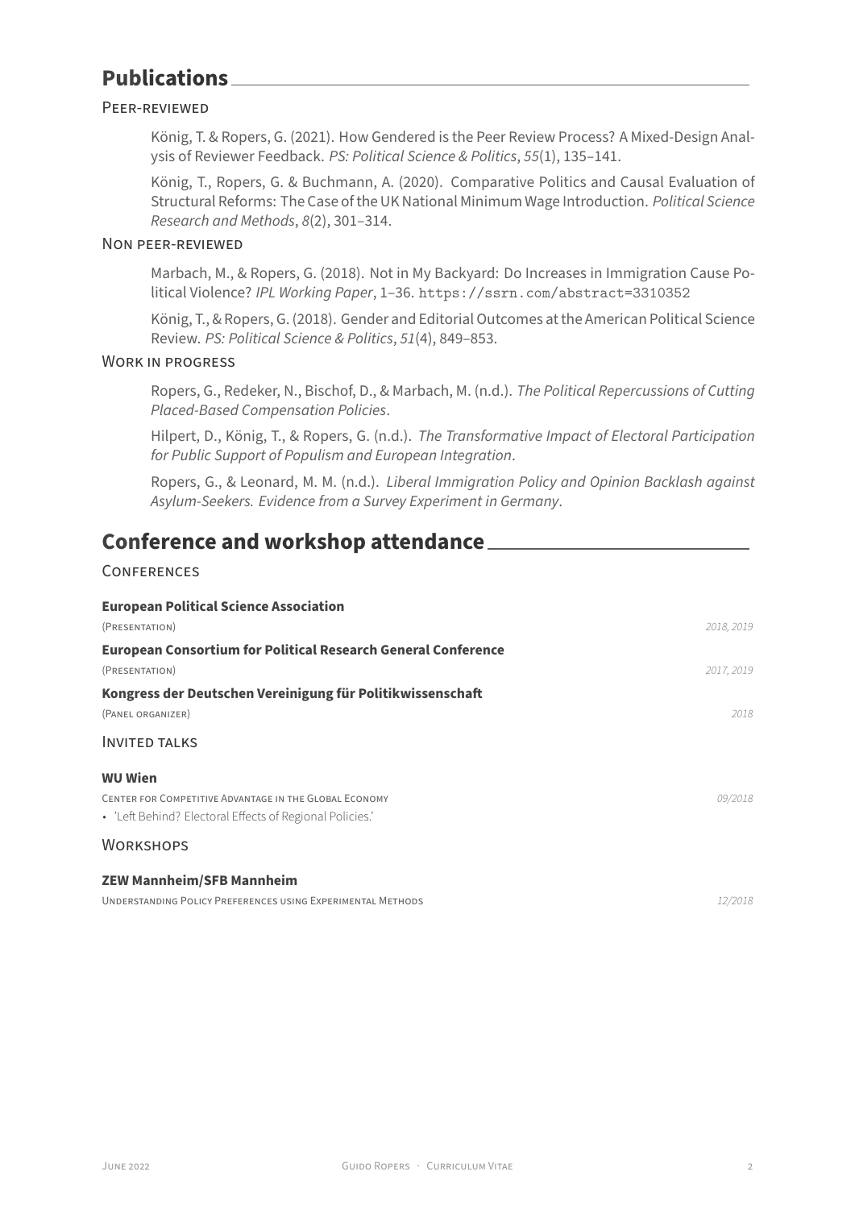## Publications

### Peer-reviewed

König, T. & Ropers, G. (2021). How Gendered is the Peer Review Process? A Mixed-Design Analysis of Reviewer Feedback. *PS: Political Science & Politics*, *55*(1), 135–141.

König, T., Ropers, G. & Buchmann, A. (2020). Comparative Politics and Causal Evaluation of Structural Reforms: The Case of the UK National Minimum Wage Introduction. *Political Science Research and Methods*, *8*(2), 301–314.

### Non peer-reviewed

Marbach, M., & Ropers, G. (2018). Not in My Backyard: Do Increases in Immigration Cause Political Violence? *IPL Working Paper*, 1–36. https://ssrn.com/abstract=3310352

König, T., & Ropers, G. (2018). Gender and Editorial Outcomes at the American Political Science Review. *PS: Political Science & Politics*, *51*(4), 849–853.

### Work in progress

Ropers, G., Redeker, N., Bischof, D., & Marbach, M. (n.d.). *The Political Repercussions of Cutting Placed-Based Compensation Policies*.

Hilpert, D., König, T., & Ropers, G. (n.d.). *The Transformative Impact of Electoral Participation for Public Support of Populism and European Integration*.

Ropers, G., & Leonard, M. M. (n.d.). *Liberal Immigration Policy and Opinion Backlash against Asylum-Seekers. Evidence from a Survey Experiment in Germany*.

## Conference and workshop attendance

### Conferences

**European Political Science Association**
(Presentation) — *2018, 2019*

**European Consortium for Political Research General Conference**
(Presentation) — *2017, 2019*

**Kongress der Deutschen Vereinigung für Politikwissenschaft**
(Panel organizer) — *2018*

### Invited talks

**WU Wien**
Center for Competitive Advantage in the Global Economy — *09/2018*
- 'Left Behind? Electoral Effects of Regional Policies.'

### Workshops

**ZEW Mannheim/SFB Mannheim**
Understanding Policy Preferences using Experimental Methods — *12/2018*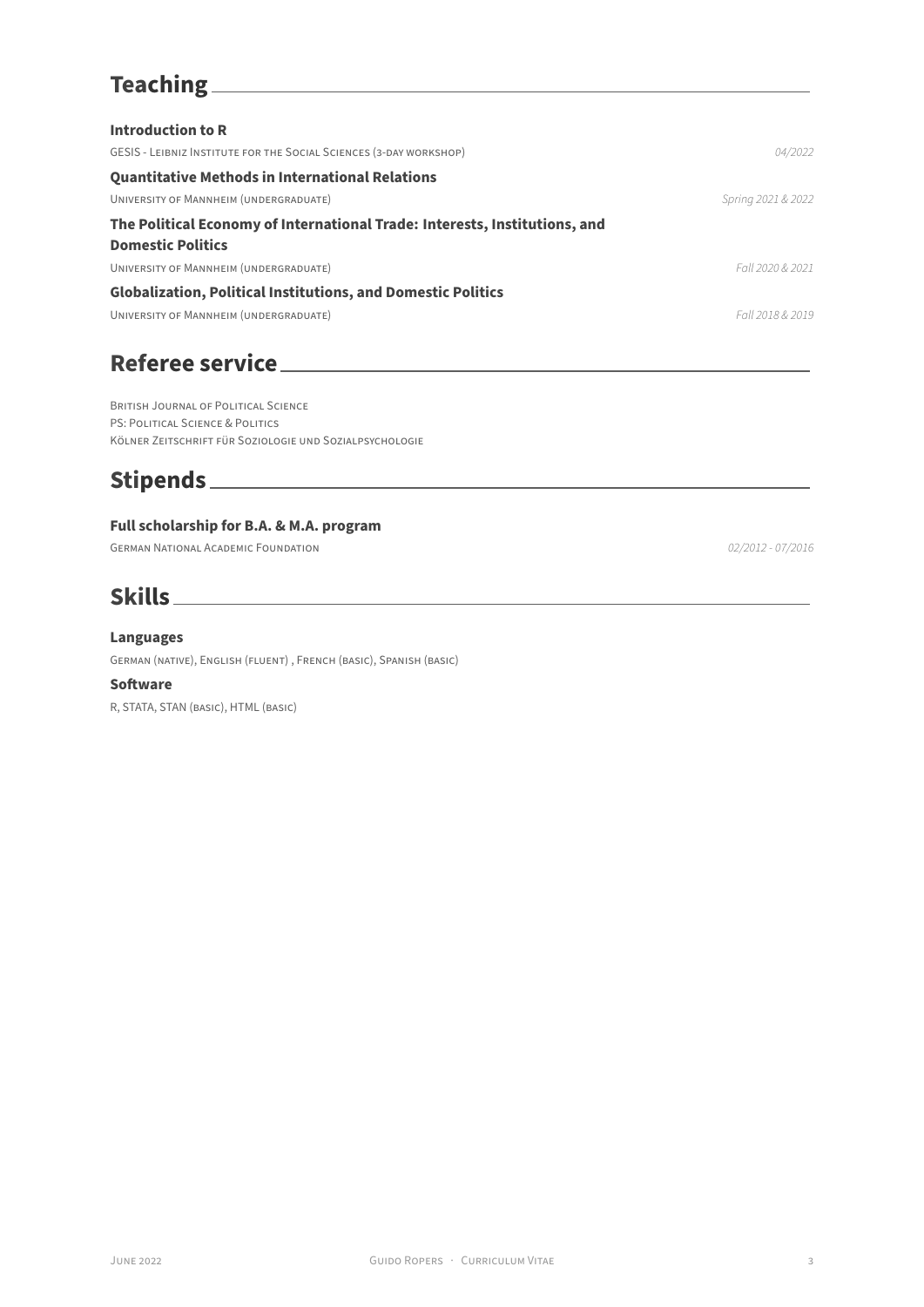## Teaching

**Introduction to R**
GESIS - Leibniz Institute for the Social Sciences (3-day workshop) — *04/2022*

**Quantitative Methods in International Relations**
University of Mannheim (undergraduate) — *Spring 2021 & 2022*

**The Political Economy of International Trade: Interests, Institutions, and Domestic Politics**
University of Mannheim (undergraduate) — *Fall 2020 & 2021*

**Globalization, Political Institutions, and Domestic Politics**
University of Mannheim (undergraduate) — *Fall 2018 & 2019*

## Referee service

British Journal of Political Science
PS: Political Science & Politics
Kölner Zeitschrift für Soziologie und Sozialpsychologie

## Stipends

**Full scholarship for B.A. & M.A. program**
German National Academic Foundation — *02/2012 - 07/2016*

## Skills

**Languages**
German (native), English (fluent) , French (basic), Spanish (basic)

**Software**
R, STATA, STAN (basic), HTML (basic)